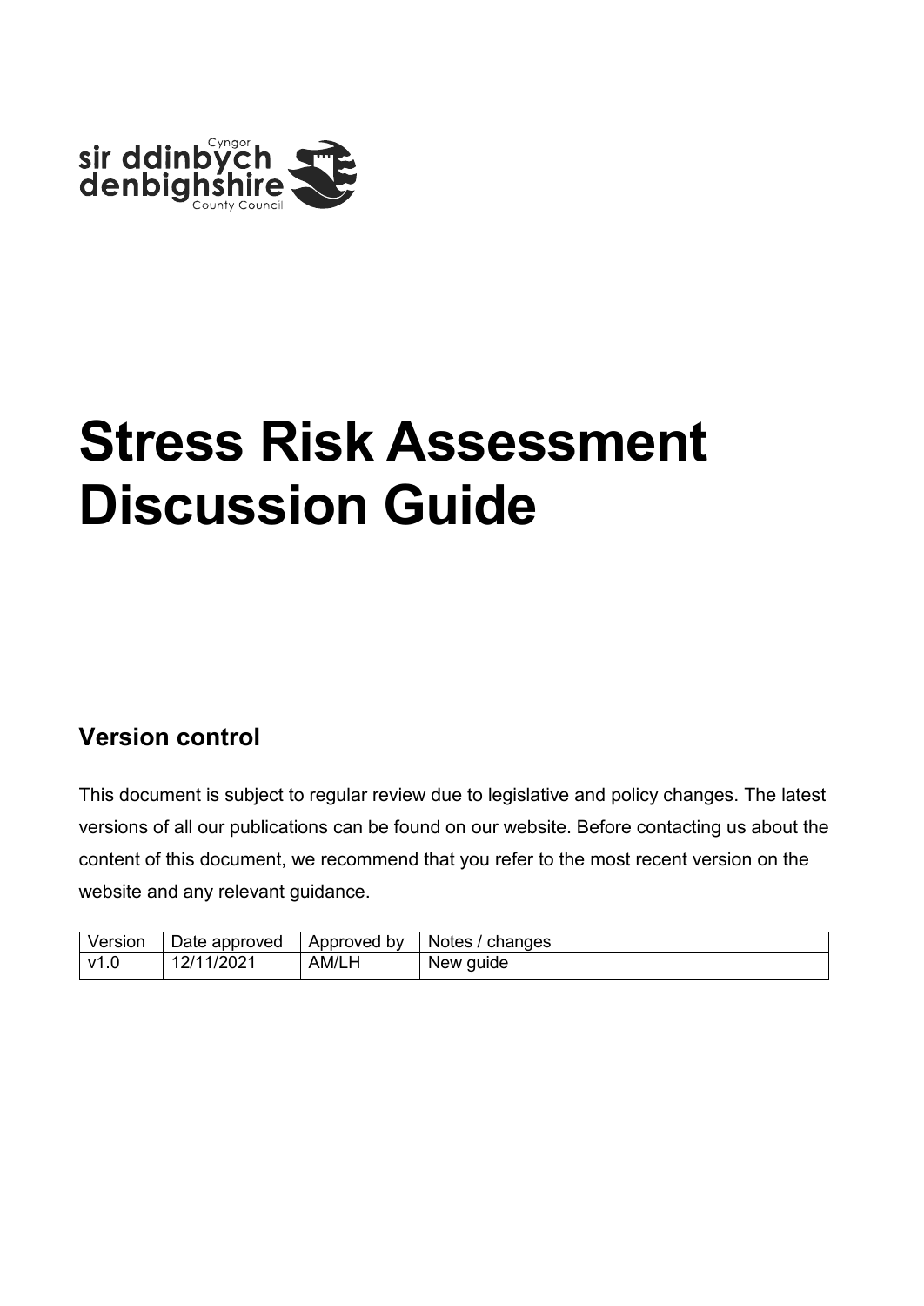# Stress Risk Assessment Discussion Guide

## Version control

This document is subject to regular review due to legislative and policy changes. The latest versions of all our publications can be found on our website. Before contacting us about the content of this document, we recommend that you refer to the most recent version on the website and any relevant guidance.

| Version | Date approved | Approved by | Notes / changes |
|---|---|---|---|
| v1.0 | 12/11/2021 | AM/LH | New guide |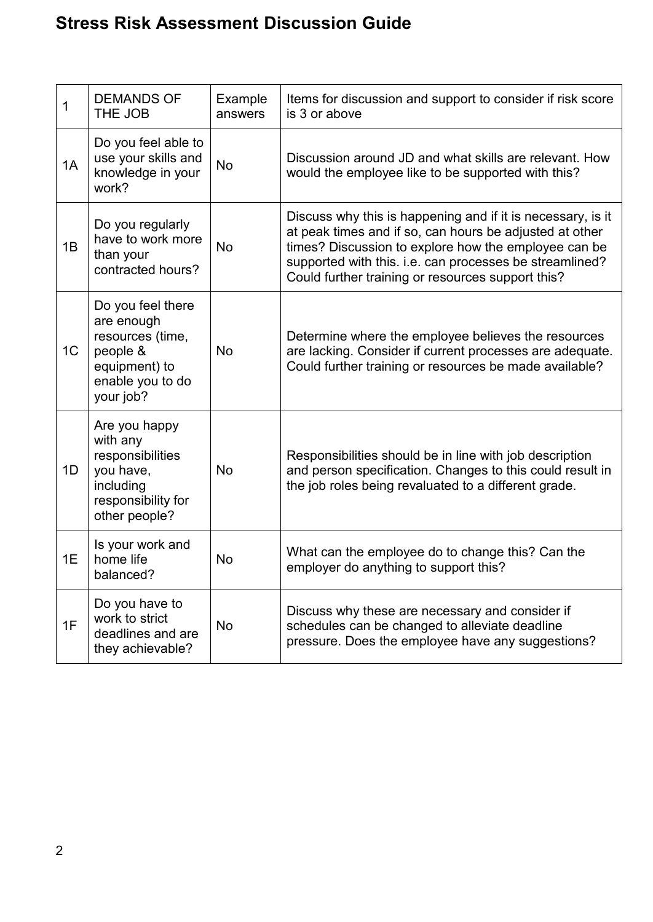# Stress Risk Assessment Discussion Guide

| 1 | DEMANDS OF THE JOB | Example answers | Items for discussion and support to consider if risk score is 3 or above |
|---|---|---|---|
| 1A | Do you feel able to use your skills and knowledge in your work? | No | Discussion around JD and what skills are relevant. How would the employee like to be supported with this? |
| 1B | Do you regularly have to work more than your contracted hours? | No | Discuss why this is happening and if it is necessary, is it at peak times and if so, can hours be adjusted at other times? Discussion to explore how the employee can be supported with this. i.e. can processes be streamlined? Could further training or resources support this? |
| 1C | Do you feel there are enough resources (time, people & equipment) to enable you to do your job? | No | Determine where the employee believes the resources are lacking. Consider if current processes are adequate. Could further training or resources be made available? |
| 1D | Are you happy with any responsibilities you have, including responsibility for other people? | No | Responsibilities should be in line with job description and person specification. Changes to this could result in the job roles being revaluated to a different grade. |
| 1E | Is your work and home life balanced? | No | What can the employee do to change this? Can the employer do anything to support this? |
| 1F | Do you have to work to strict deadlines and are they achievable? | No | Discuss why these are necessary and consider if schedules can be changed to alleviate deadline pressure. Does the employee have any suggestions? |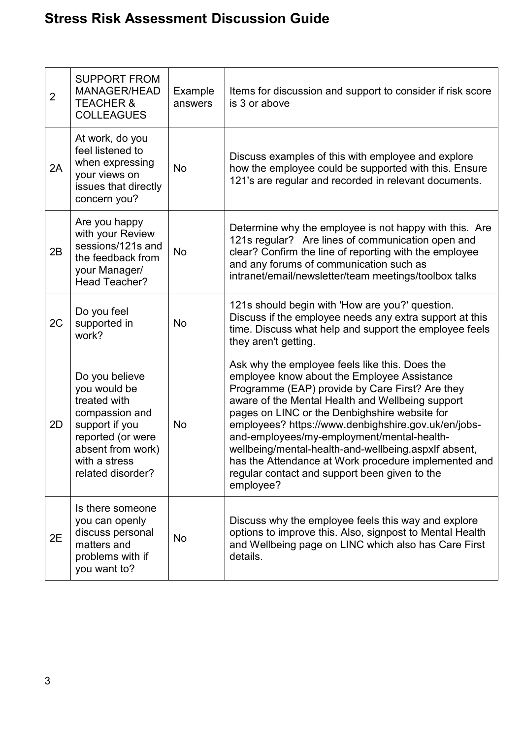# Stress Risk Assessment Discussion Guide

| 2 | SUPPORT FROM MANAGER/HEAD TEACHER & COLLEAGUES | Example answers | Items for discussion and support to consider if risk score is 3 or above |
|---|---|---|---|
| 2A | At work, do you feel listened to when expressing your views on issues that directly concern you? | No | Discuss examples of this with employee and explore how the employee could be supported with this. Ensure 121's are regular and recorded in relevant documents. |
| 2B | Are you happy with your Review sessions/121s and the feedback from your Manager/ Head Teacher? | No | Determine why the employee is not happy with this. Are 121s regular? Are lines of communication open and clear? Confirm the line of reporting with the employee and any forums of communication such as intranet/email/newsletter/team meetings/toolbox talks |
| 2C | Do you feel supported in work? | No | 121s should begin with 'How are you?' question. Discuss if the employee needs any extra support at this time. Discuss what help and support the employee feels they aren't getting. |
| 2D | Do you believe you would be treated with compassion and support if you reported (or were absent from work) with a stress related disorder? | No | Ask why the employee feels like this. Does the employee know about the Employee Assistance Programme (EAP) provide by Care First? Are they aware of the Mental Health and Wellbeing support pages on LINC or the Denbighshire website for employees? https://www.denbighshire.gov.uk/en/jobs-and-employees/my-employment/mental-health-wellbeing/mental-health-and-wellbeing.aspxIf absent, has the Attendance at Work procedure implemented and regular contact and support been given to the employee? |
| 2E | Is there someone you can openly discuss personal matters and problems with if you want to? | No | Discuss why the employee feels this way and explore options to improve this. Also, signpost to Mental Health and Wellbeing page on LINC which also has Care First details. |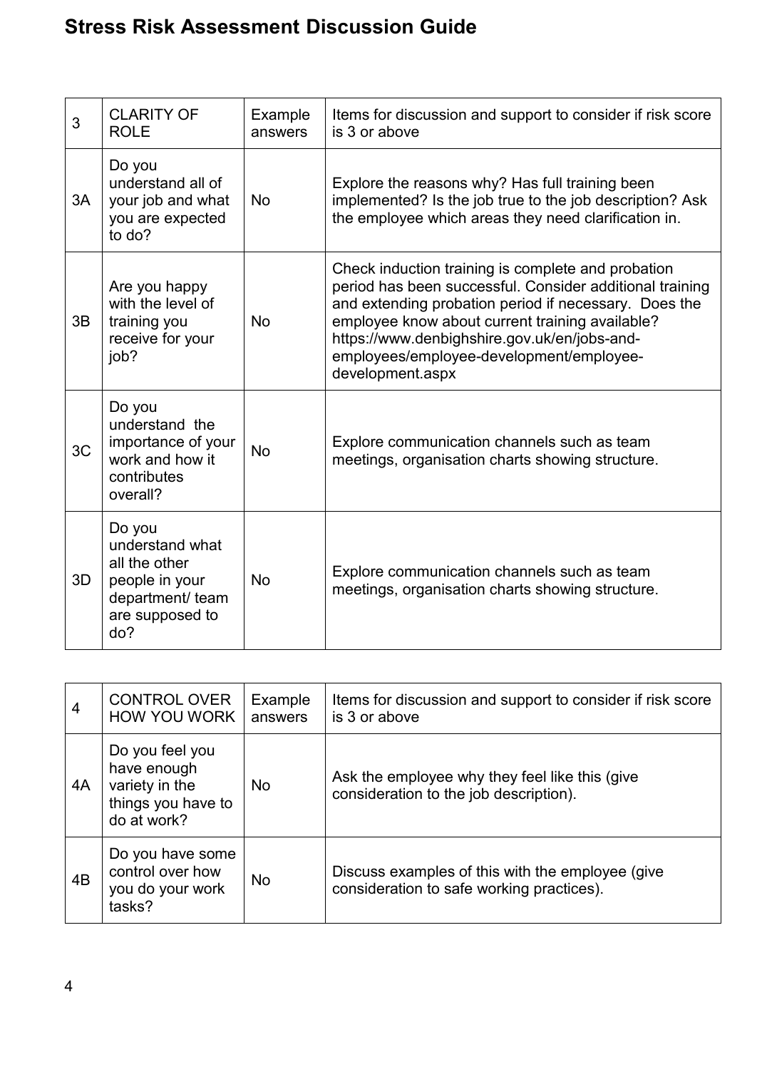# Stress Risk Assessment Discussion Guide

| 3 | CLARITY OF ROLE | Example answers | Items for discussion and support to consider if risk score is 3 or above |
|---|---|---|---|
| 3A | Do you understand all of your job and what you are expected to do? | No | Explore the reasons why? Has full training been implemented? Is the job true to the job description? Ask the employee which areas they need clarification in. |
| 3B | Are you happy with the level of training you receive for your job? | No | Check induction training is complete and probation period has been successful. Consider additional training and extending probation period if necessary. Does the employee know about current training available? https://www.denbighshire.gov.uk/en/jobs-and-employees/employee-development/employee-development.aspx |
| 3C | Do you understand the importance of your work and how it contributes overall? | No | Explore communication channels such as team meetings, organisation charts showing structure. |
| 3D | Do you understand what all the other people in your department/ team are supposed to do? | No | Explore communication channels such as team meetings, organisation charts showing structure. |

| 4 | CONTROL OVER HOW YOU WORK | Example answers | Items for discussion and support to consider if risk score is 3 or above |
|---|---|---|---|
| 4A | Do you feel you have enough variety in the things you have to do at work? | No | Ask the employee why they feel like this (give consideration to the job description). |
| 4B | Do you have some control over how you do your work tasks? | No | Discuss examples of this with the employee (give consideration to safe working practices). |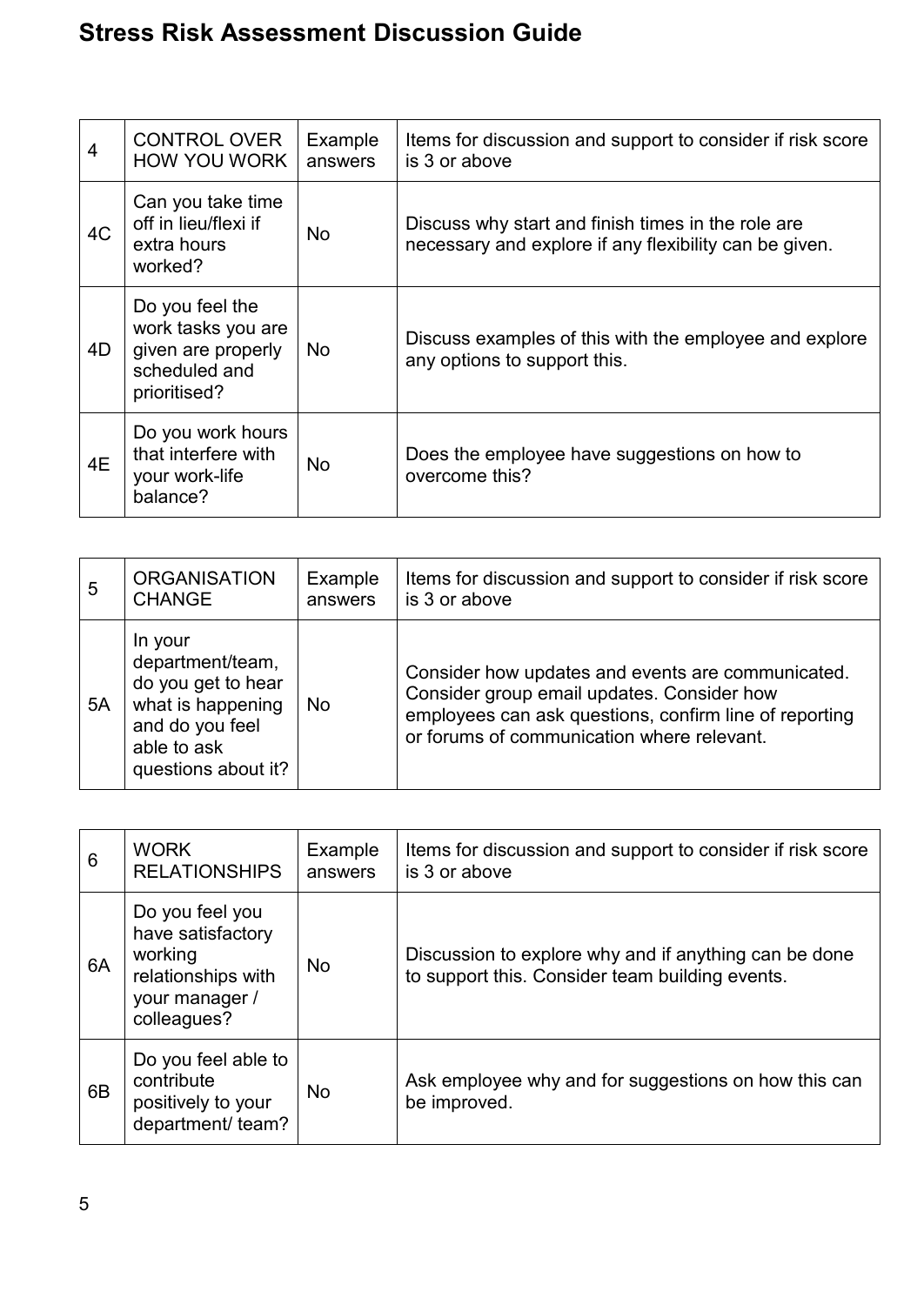# Stress Risk Assessment Discussion Guide

| 4 | CONTROL OVER HOW YOU WORK | Example answers | Items for discussion and support to consider if risk score is 3 or above |
|---|---|---|---|
| 4C | Can you take time off in lieu/flexi if extra hours worked? | No | Discuss why start and finish times in the role are necessary and explore if any flexibility can be given. |
| 4D | Do you feel the work tasks you are given are properly scheduled and prioritised? | No | Discuss examples of this with the employee and explore any options to support this. |
| 4E | Do you work hours that interfere with your work-life balance? | No | Does the employee have suggestions on how to overcome this? |

| 5 | ORGANISATION CHANGE | Example answers | Items for discussion and support to consider if risk score is 3 or above |
|---|---|---|---|
| 5A | In your department/team, do you get to hear what is happening and do you feel able to ask questions about it? | No | Consider how updates and events are communicated. Consider group email updates. Consider how employees can ask questions, confirm line of reporting or forums of communication where relevant. |

| 6 | WORK RELATIONSHIPS | Example answers | Items for discussion and support to consider if risk score is 3 or above |
|---|---|---|---|
| 6A | Do you feel you have satisfactory working relationships with your manager / colleagues? | No | Discussion to explore why and if anything can be done to support this. Consider team building events. |
| 6B | Do you feel able to contribute positively to your department/ team? | No | Ask employee why and for suggestions on how this can be improved. |